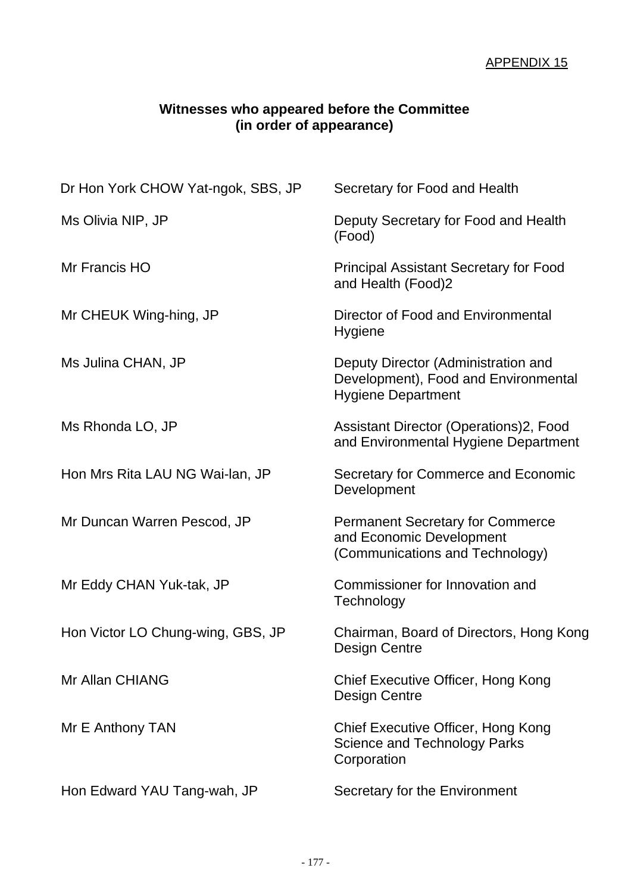APPENDIX 15

## Witnesses who appeared before the Committee
## (in order of appearance)

| | |
|---|---|
| Dr Hon York CHOW Yat-ngok, SBS, JP | Secretary for Food and Health |
| Ms Olivia NIP, JP | Deputy Secretary for Food and Health (Food) |
| Mr Francis HO | Principal Assistant Secretary for Food and Health (Food)2 |
| Mr CHEUK Wing-hing, JP | Director of Food and Environmental Hygiene |
| Ms Julina CHAN, JP | Deputy Director (Administration and Development), Food and Environmental Hygiene Department |
| Ms Rhonda LO, JP | Assistant Director (Operations)2, Food and Environmental Hygiene Department |
| Hon Mrs Rita LAU NG Wai-lan, JP | Secretary for Commerce and Economic Development |
| Mr Duncan Warren Pescod, JP | Permanent Secretary for Commerce and Economic Development (Communications and Technology) |
| Mr Eddy CHAN Yuk-tak, JP | Commissioner for Innovation and Technology |
| Hon Victor LO Chung-wing, GBS, JP | Chairman, Board of Directors, Hong Kong Design Centre |
| Mr Allan CHIANG | Chief Executive Officer, Hong Kong Design Centre |
| Mr E Anthony TAN | Chief Executive Officer, Hong Kong Science and Technology Parks Corporation |
| Hon Edward YAU Tang-wah, JP | Secretary for the Environment |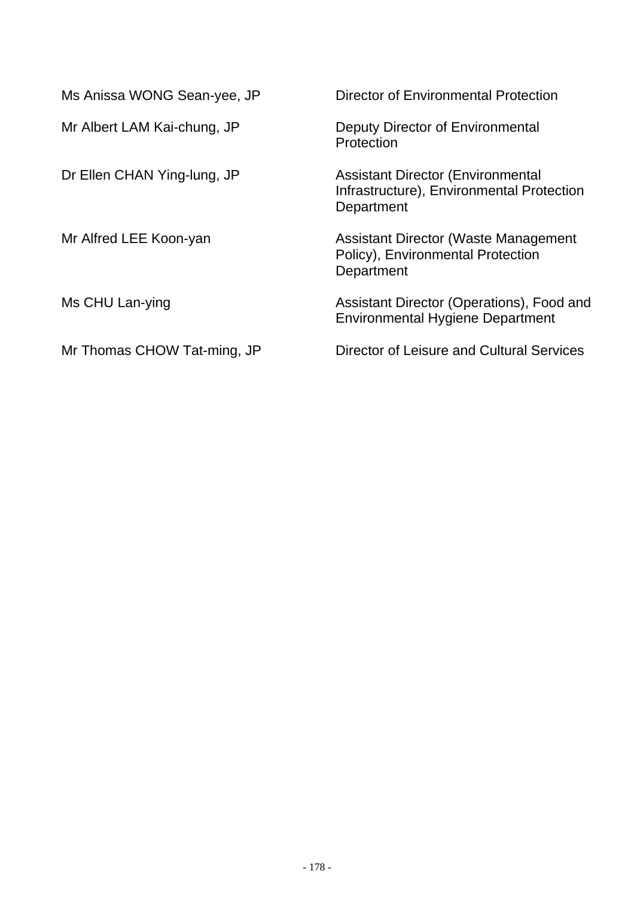| | |
|---|---|
| Ms Anissa WONG Sean-yee, JP | Director of Environmental Protection |
| Mr Albert LAM Kai-chung, JP | Deputy Director of Environmental Protection |
| Dr Ellen CHAN Ying-lung, JP | Assistant Director (Environmental Infrastructure), Environmental Protection Department |
| Mr Alfred LEE Koon-yan | Assistant Director (Waste Management Policy), Environmental Protection Department |
| Ms CHU Lan-ying | Assistant Director (Operations), Food and Environmental Hygiene Department |
| Mr Thomas CHOW Tat-ming, JP | Director of Leisure and Cultural Services |